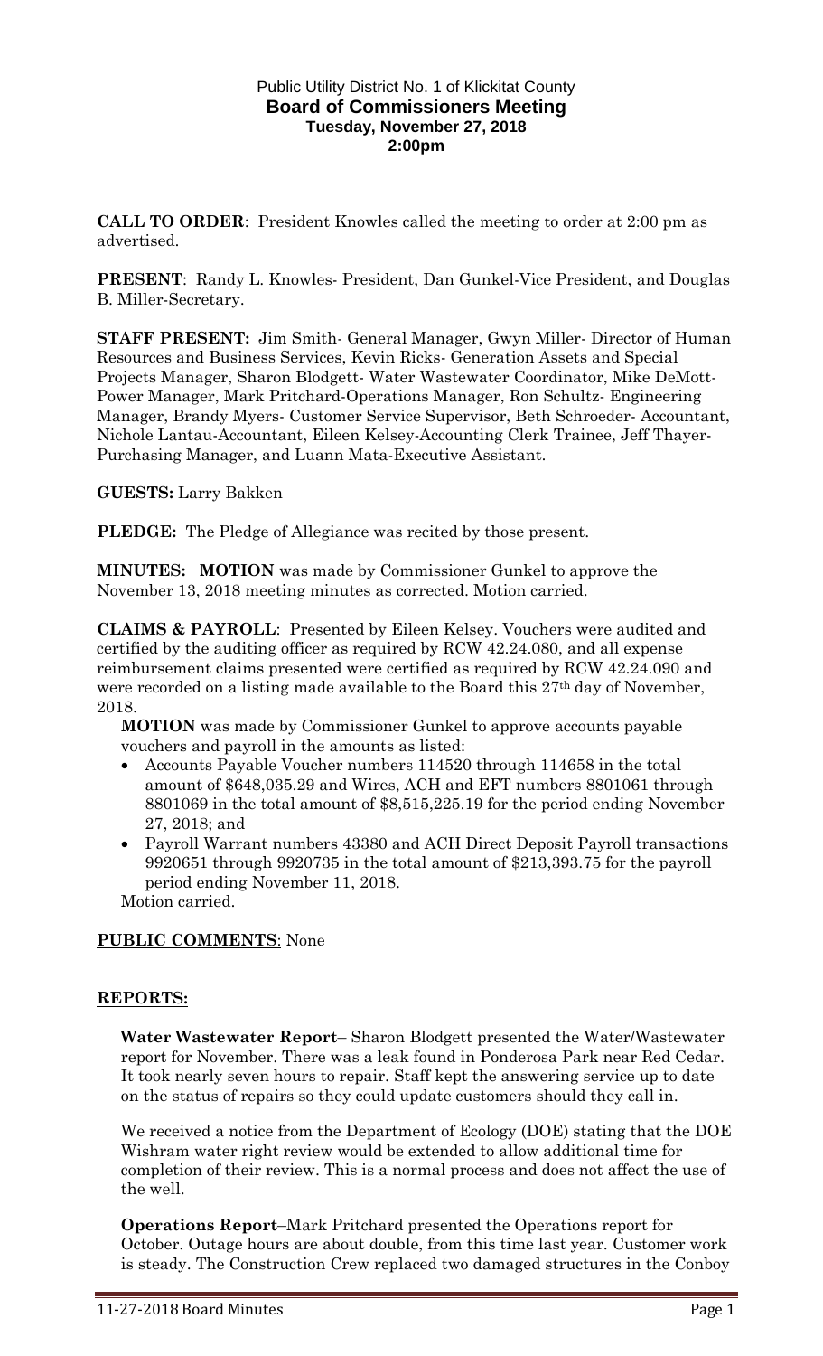Public Utility District No. 1 of Klickitat County
**Board of Commissioners Meeting**
**Tuesday, November 27, 2018**
**2:00pm**

**CALL TO ORDER**: President Knowles called the meeting to order at 2:00 pm as advertised.

**PRESENT**: Randy L. Knowles- President, Dan Gunkel-Vice President, and Douglas B. Miller-Secretary.

**STAFF PRESENT:** Jim Smith- General Manager, Gwyn Miller- Director of Human Resources and Business Services, Kevin Ricks- Generation Assets and Special Projects Manager, Sharon Blodgett- Water Wastewater Coordinator, Mike DeMott-Power Manager, Mark Pritchard-Operations Manager, Ron Schultz- Engineering Manager, Brandy Myers- Customer Service Supervisor, Beth Schroeder- Accountant, Nichole Lantau-Accountant, Eileen Kelsey-Accounting Clerk Trainee, Jeff Thayer-Purchasing Manager, and Luann Mata-Executive Assistant.

**GUESTS:** Larry Bakken

**PLEDGE:** The Pledge of Allegiance was recited by those present.

**MINUTES: MOTION** was made by Commissioner Gunkel to approve the November 13, 2018 meeting minutes as corrected. Motion carried.

**CLAIMS & PAYROLL**: Presented by Eileen Kelsey. Vouchers were audited and certified by the auditing officer as required by RCW 42.24.080, and all expense reimbursement claims presented were certified as required by RCW 42.24.090 and were recorded on a listing made available to the Board this 27th day of November, 2018.

**MOTION** was made by Commissioner Gunkel to approve accounts payable vouchers and payroll in the amounts as listed:

- Accounts Payable Voucher numbers 114520 through 114658 in the total amount of $648,035.29 and Wires, ACH and EFT numbers 8801061 through 8801069 in the total amount of $8,515,225.19 for the period ending November 27, 2018; and
- Payroll Warrant numbers 43380 and ACH Direct Deposit Payroll transactions 9920651 through 9920735 in the total amount of $213,393.75 for the payroll period ending November 11, 2018.

Motion carried.

**PUBLIC COMMENTS**: None

**REPORTS:**

**Water Wastewater Report**– Sharon Blodgett presented the Water/Wastewater report for November. There was a leak found in Ponderosa Park near Red Cedar. It took nearly seven hours to repair. Staff kept the answering service up to date on the status of repairs so they could update customers should they call in.

We received a notice from the Department of Ecology (DOE) stating that the DOE Wishram water right review would be extended to allow additional time for completion of their review. This is a normal process and does not affect the use of the well.

**Operations Report**–Mark Pritchard presented the Operations report for October. Outage hours are about double, from this time last year. Customer work is steady. The Construction Crew replaced two damaged structures in the Conboy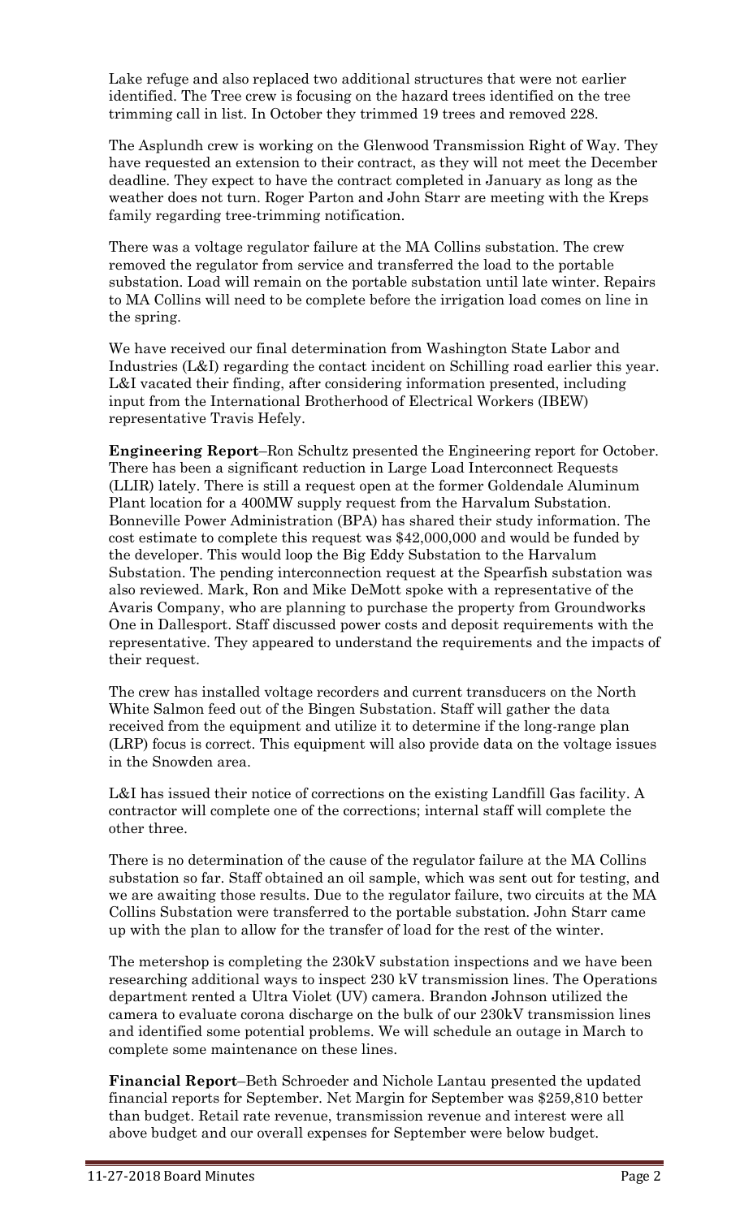Lake refuge and also replaced two additional structures that were not earlier identified. The Tree crew is focusing on the hazard trees identified on the tree trimming call in list. In October they trimmed 19 trees and removed 228.

The Asplundh crew is working on the Glenwood Transmission Right of Way. They have requested an extension to their contract, as they will not meet the December deadline. They expect to have the contract completed in January as long as the weather does not turn. Roger Parton and John Starr are meeting with the Kreps family regarding tree-trimming notification.

There was a voltage regulator failure at the MA Collins substation. The crew removed the regulator from service and transferred the load to the portable substation. Load will remain on the portable substation until late winter. Repairs to MA Collins will need to be complete before the irrigation load comes on line in the spring.

We have received our final determination from Washington State Labor and Industries (L&I) regarding the contact incident on Schilling road earlier this year. L&I vacated their finding, after considering information presented, including input from the International Brotherhood of Electrical Workers (IBEW) representative Travis Hefely.

**Engineering Report**–Ron Schultz presented the Engineering report for October. There has been a significant reduction in Large Load Interconnect Requests (LLIR) lately. There is still a request open at the former Goldendale Aluminum Plant location for a 400MW supply request from the Harvalum Substation. Bonneville Power Administration (BPA) has shared their study information. The cost estimate to complete this request was $42,000,000 and would be funded by the developer. This would loop the Big Eddy Substation to the Harvalum Substation. The pending interconnection request at the Spearfish substation was also reviewed. Mark, Ron and Mike DeMott spoke with a representative of the Avaris Company, who are planning to purchase the property from Groundworks One in Dallesport. Staff discussed power costs and deposit requirements with the representative. They appeared to understand the requirements and the impacts of their request.

The crew has installed voltage recorders and current transducers on the North White Salmon feed out of the Bingen Substation. Staff will gather the data received from the equipment and utilize it to determine if the long-range plan (LRP) focus is correct. This equipment will also provide data on the voltage issues in the Snowden area.

L&I has issued their notice of corrections on the existing Landfill Gas facility. A contractor will complete one of the corrections; internal staff will complete the other three.

There is no determination of the cause of the regulator failure at the MA Collins substation so far. Staff obtained an oil sample, which was sent out for testing, and we are awaiting those results. Due to the regulator failure, two circuits at the MA Collins Substation were transferred to the portable substation. John Starr came up with the plan to allow for the transfer of load for the rest of the winter.

The metershop is completing the 230kV substation inspections and we have been researching additional ways to inspect 230 kV transmission lines. The Operations department rented a Ultra Violet (UV) camera. Brandon Johnson utilized the camera to evaluate corona discharge on the bulk of our 230kV transmission lines and identified some potential problems. We will schedule an outage in March to complete some maintenance on these lines.

**Financial Report**–Beth Schroeder and Nichole Lantau presented the updated financial reports for September. Net Margin for September was $259,810 better than budget. Retail rate revenue, transmission revenue and interest were all above budget and our overall expenses for September were below budget.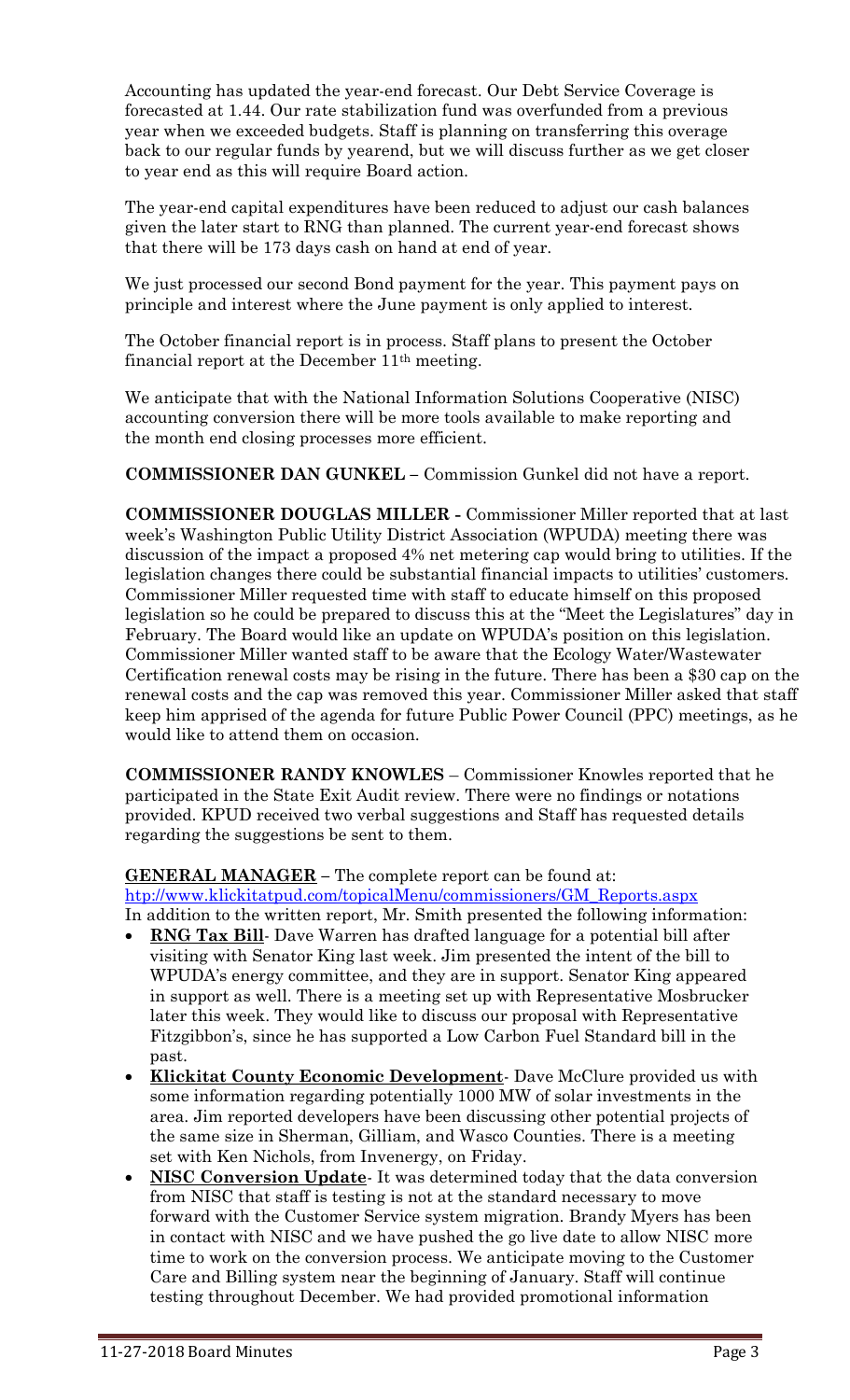Accounting has updated the year-end forecast. Our Debt Service Coverage is forecasted at 1.44. Our rate stabilization fund was overfunded from a previous year when we exceeded budgets. Staff is planning on transferring this overage back to our regular funds by yearend, but we will discuss further as we get closer to year end as this will require Board action.

The year-end capital expenditures have been reduced to adjust our cash balances given the later start to RNG than planned. The current year-end forecast shows that there will be 173 days cash on hand at end of year.

We just processed our second Bond payment for the year. This payment pays on principle and interest where the June payment is only applied to interest.

The October financial report is in process. Staff plans to present the October financial report at the December 11th meeting.

We anticipate that with the National Information Solutions Cooperative (NISC) accounting conversion there will be more tools available to make reporting and the month end closing processes more efficient.

**COMMISSIONER DAN GUNKEL –** Commission Gunkel did not have a report.

**COMMISSIONER DOUGLAS MILLER -** Commissioner Miller reported that at last week's Washington Public Utility District Association (WPUDA) meeting there was discussion of the impact a proposed 4% net metering cap would bring to utilities. If the legislation changes there could be substantial financial impacts to utilities' customers. Commissioner Miller requested time with staff to educate himself on this proposed legislation so he could be prepared to discuss this at the "Meet the Legislatures" day in February. The Board would like an update on WPUDA's position on this legislation. Commissioner Miller wanted staff to be aware that the Ecology Water/Wastewater Certification renewal costs may be rising in the future. There has been a $30 cap on the renewal costs and the cap was removed this year. Commissioner Miller asked that staff keep him apprised of the agenda for future Public Power Council (PPC) meetings, as he would like to attend them on occasion.

**COMMISSIONER RANDY KNOWLES** – Commissioner Knowles reported that he participated in the State Exit Audit review. There were no findings or notations provided. KPUD received two verbal suggestions and Staff has requested details regarding the suggestions be sent to them.

**GENERAL MANAGER –** The complete report can be found at: [htp://www.klickitatpud.com/topicalMenu/commissioners/GM_Reports.aspx](htp://www.klickitatpud.com/topicalMenu/commissioners/GM_Reports.aspx)
In addition to the written report, Mr. Smith presented the following information:

- **RNG Tax Bill**- Dave Warren has drafted language for a potential bill after visiting with Senator King last week. Jim presented the intent of the bill to WPUDA's energy committee, and they are in support. Senator King appeared in support as well. There is a meeting set up with Representative Mosbrucker later this week. They would like to discuss our proposal with Representative Fitzgibbon's, since he has supported a Low Carbon Fuel Standard bill in the past.
- **Klickitat County Economic Development**- Dave McClure provided us with some information regarding potentially 1000 MW of solar investments in the area. Jim reported developers have been discussing other potential projects of the same size in Sherman, Gilliam, and Wasco Counties. There is a meeting set with Ken Nichols, from Invenergy, on Friday.
- **NISC Conversion Update**- It was determined today that the data conversion from NISC that staff is testing is not at the standard necessary to move forward with the Customer Service system migration. Brandy Myers has been in contact with NISC and we have pushed the go live date to allow NISC more time to work on the conversion process. We anticipate moving to the Customer Care and Billing system near the beginning of January. Staff will continue testing throughout December. We had provided promotional information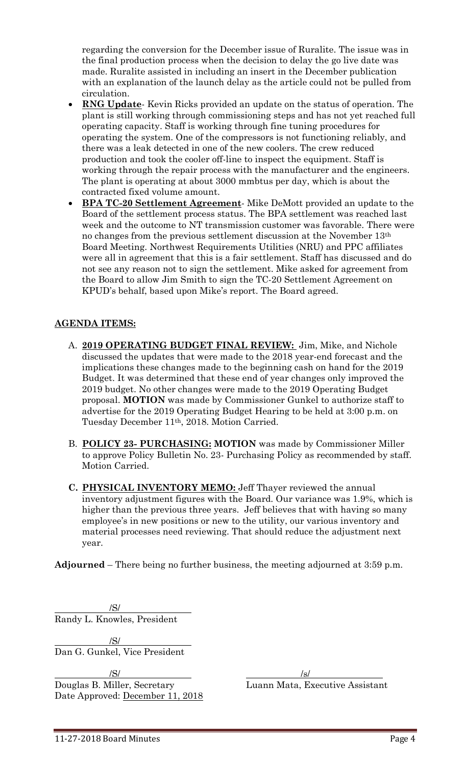regarding the conversion for the December issue of Ruralite. The issue was in the final production process when the decision to delay the go live date was made. Ruralite assisted in including an insert in the December publication with an explanation of the launch delay as the article could not be pulled from circulation.

- **RNG Update**- Kevin Ricks provided an update on the status of operation. The plant is still working through commissioning steps and has not yet reached full operating capacity. Staff is working through fine tuning procedures for operating the system. One of the compressors is not functioning reliably, and there was a leak detected in one of the new coolers. The crew reduced production and took the cooler off-line to inspect the equipment. Staff is working through the repair process with the manufacturer and the engineers. The plant is operating at about 3000 mmbtus per day, which is about the contracted fixed volume amount.
- **BPA TC-20 Settlement Agreement**- Mike DeMott provided an update to the Board of the settlement process status. The BPA settlement was reached last week and the outcome to NT transmission customer was favorable. There were no changes from the previous settlement discussion at the November 13th Board Meeting. Northwest Requirements Utilities (NRU) and PPC affiliates were all in agreement that this is a fair settlement. Staff has discussed and do not see any reason not to sign the settlement. Mike asked for agreement from the Board to allow Jim Smith to sign the TC-20 Settlement Agreement on KPUD's behalf, based upon Mike's report. The Board agreed.

**AGENDA ITEMS:**

A. **2019 OPERATING BUDGET FINAL REVIEW:** Jim, Mike, and Nichole discussed the updates that were made to the 2018 year-end forecast and the implications these changes made to the beginning cash on hand for the 2019 Budget. It was determined that these end of year changes only improved the 2019 budget. No other changes were made to the 2019 Operating Budget proposal. **MOTION** was made by Commissioner Gunkel to authorize staff to advertise for the 2019 Operating Budget Hearing to be held at 3:00 p.m. on Tuesday December 11th, 2018. Motion Carried.

B. **POLICY 23- PURCHASING: MOTION** was made by Commissioner Miller to approve Policy Bulletin No. 23- Purchasing Policy as recommended by staff. Motion Carried.

C. **PHYSICAL INVENTORY MEMO:** Jeff Thayer reviewed the annual inventory adjustment figures with the Board. Our variance was 1.9%, which is higher than the previous three years. Jeff believes that with having so many employee's in new positions or new to the utility, our various inventory and material processes need reviewing. That should reduce the adjustment next year.

**Adjourned** – There being no further business, the meeting adjourned at 3:59 p.m.

/S/
Randy L. Knowles, President

/S/
Dan G. Gunkel, Vice President

/S/
Douglas B. Miller, Secretary
Date Approved: December 11, 2018

/s/
Luann Mata, Executive Assistant